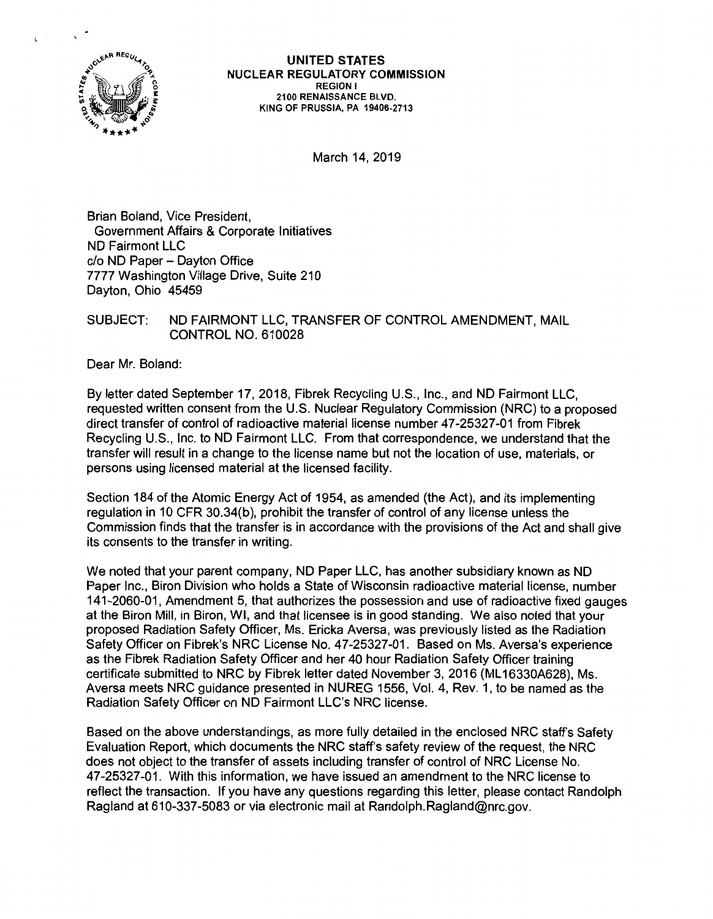# UNITED STATES
## NUCLEAR REGULATORY COMMISSION
REGION I
2100 RENAISSANCE BLVD.
KING OF PRUSSIA, PA 19406-2713

March 14, 2019

Brian Boland, Vice President,
Government Affairs & Corporate Initiatives
ND Fairmont LLC
c/o ND Paper – Dayton Office
7777 Washington Village Drive, Suite 210
Dayton, Ohio 45459

SUBJECT: ND FAIRMONT LLC, TRANSFER OF CONTROL AMENDMENT, MAIL CONTROL NO. 610028

Dear Mr. Boland:

By letter dated September 17, 2018, Fibrek Recycling U.S., Inc., and ND Fairmont LLC, requested written consent from the U.S. Nuclear Regulatory Commission (NRC) to a proposed direct transfer of control of radioactive material license number 47-25327-01 from Fibrek Recycling U.S., Inc. to ND Fairmont LLC. From that correspondence, we understand that the transfer will result in a change to the license name but not the location of use, materials, or persons using licensed material at the licensed facility.

Section 184 of the Atomic Energy Act of 1954, as amended (the Act), and its implementing regulation in 10 CFR 30.34(b), prohibit the transfer of control of any license unless the Commission finds that the transfer is in accordance with the provisions of the Act and shall give its consents to the transfer in writing.

We noted that your parent company, ND Paper LLC, has another subsidiary known as ND Paper Inc., Biron Division who holds a State of Wisconsin radioactive material license, number 141-2060-01, Amendment 5, that authorizes the possession and use of radioactive fixed gauges at the Biron Mill, in Biron, WI, and that licensee is in good standing. We also noted that your proposed Radiation Safety Officer, Ms. Ericka Aversa, was previously listed as the Radiation Safety Officer on Fibrek's NRC License No. 47-25327-01. Based on Ms. Aversa's experience as the Fibrek Radiation Safety Officer and her 40 hour Radiation Safety Officer training certificate submitted to NRC by Fibrek letter dated November 3, 2016 (ML16330A628), Ms. Aversa meets NRC guidance presented in NUREG 1556, Vol. 4, Rev. 1, to be named as the Radiation Safety Officer on ND Fairmont LLC's NRC license.

Based on the above understandings, as more fully detailed in the enclosed NRC staff's Safety Evaluation Report, which documents the NRC staff's safety review of the request, the NRC does not object to the transfer of assets including transfer of control of NRC License No. 47-25327-01. With this information, we have issued an amendment to the NRC license to reflect the transaction. If you have any questions regarding this letter, please contact Randolph Ragland at 610-337-5083 or via electronic mail at Randolph.Ragland@nrc.gov.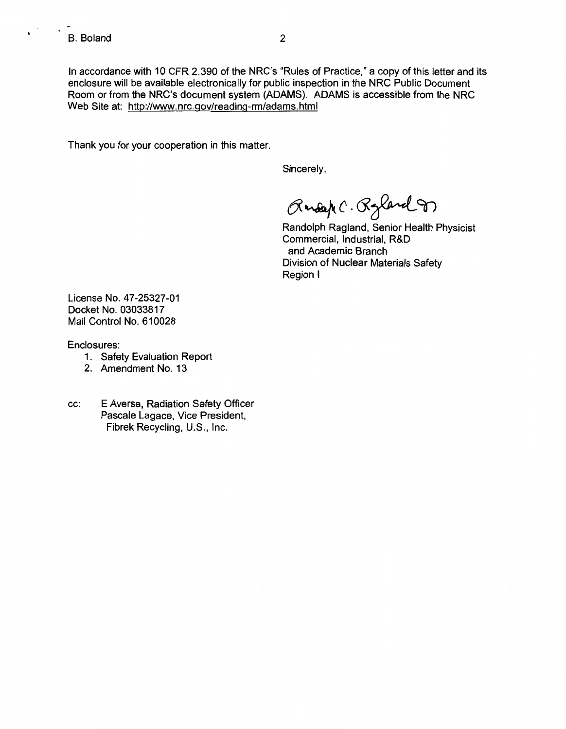In accordance with 10 CFR 2.390 of the NRC's "Rules of Practice," a copy of this letter and its enclosure will be available electronically for public inspection in the NRC Public Document Room or from the NRC's document system (ADAMS). ADAMS is accessible from the NRC Web Site at: http://www.nrc.gov/reading-rm/adams.html

Thank you for your cooperation in this matter.

Sincerely,

Randolph C. Ragland

Randolph Ragland, Senior Health Physicist
Commercial, Industrial, R&D
and Academic Branch
Division of Nuclear Materials Safety
Region I

License No. 47-25327-01
Docket No. 03033817
Mail Control No. 610028

Enclosures:

1. Safety Evaluation Report
2. Amendment No. 13

cc: E Aversa, Radiation Safety Officer
Pascale Lagace, Vice President,
Fibrek Recycling, U.S., Inc.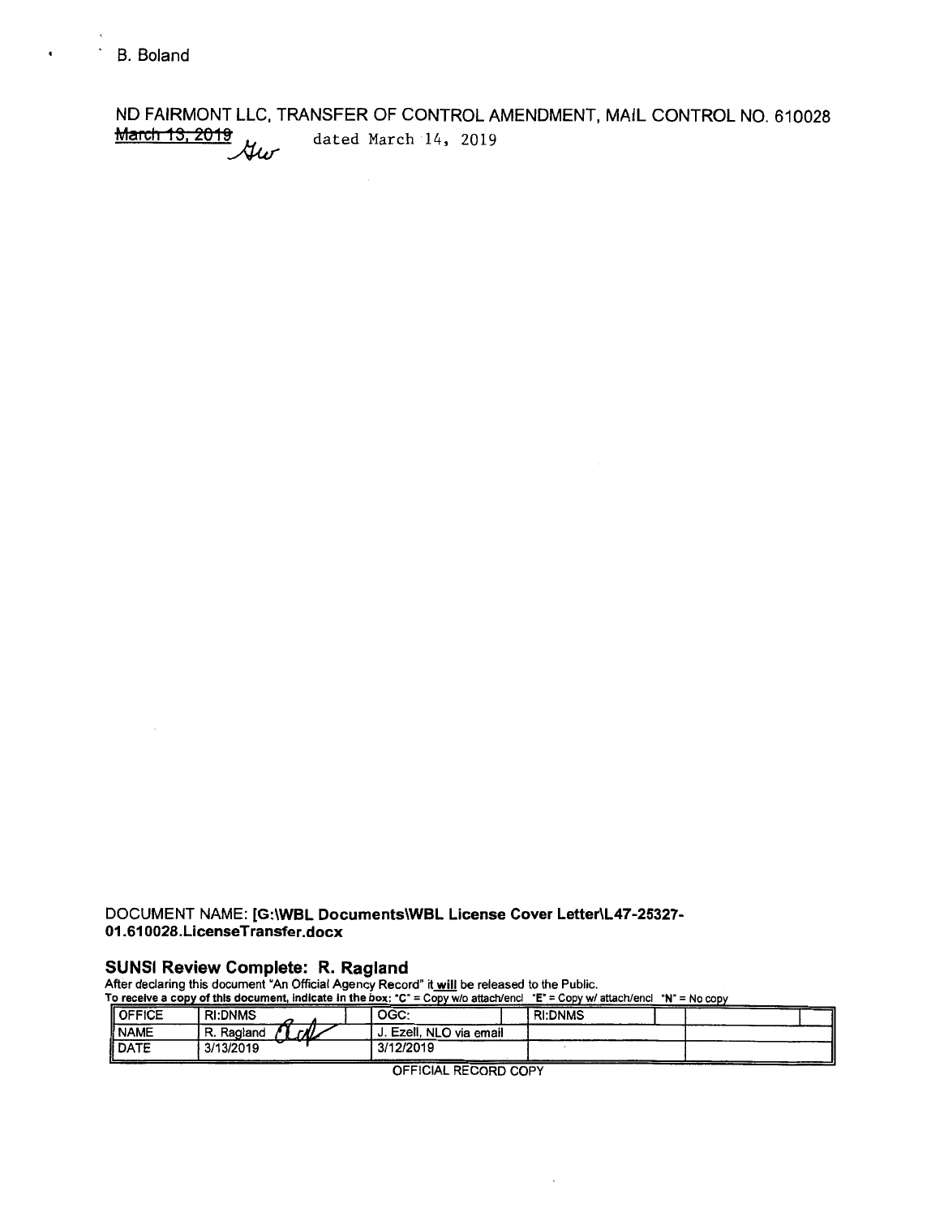B. Boland

ND FAIRMONT LLC, TRANSFER OF CONTROL AMENDMENT, MAIL CONTROL NO. 610028 ~~March 13, 2019~~ dated March 14, 2019

DOCUMENT NAME: **[G:\WBL Documents\WBL License Cover Letter\L47-25327-01.610028.LicenseTransfer.docx**

## SUNSI Review Complete: R. Ragland

After declaring this document "An Official Agency Record" it **will** be released to the Public.

**To receive a copy of this document, indicate in the box:** "C" = Copy w/o attach/encl "E" = Copy w/ attach/encl "N" = No copy

| OFFICE | RI:DNMS | | OGC: | | RI:DNMS | | | |
|---|---|---|---|---|---|---|---|---|
| NAME | R. Ragland | | J. Ezell, NLO via email | | | | | |
| DATE | 3/13/2019 | | 3/12/2019 | | | | | |

OFFICIAL RECORD COPY